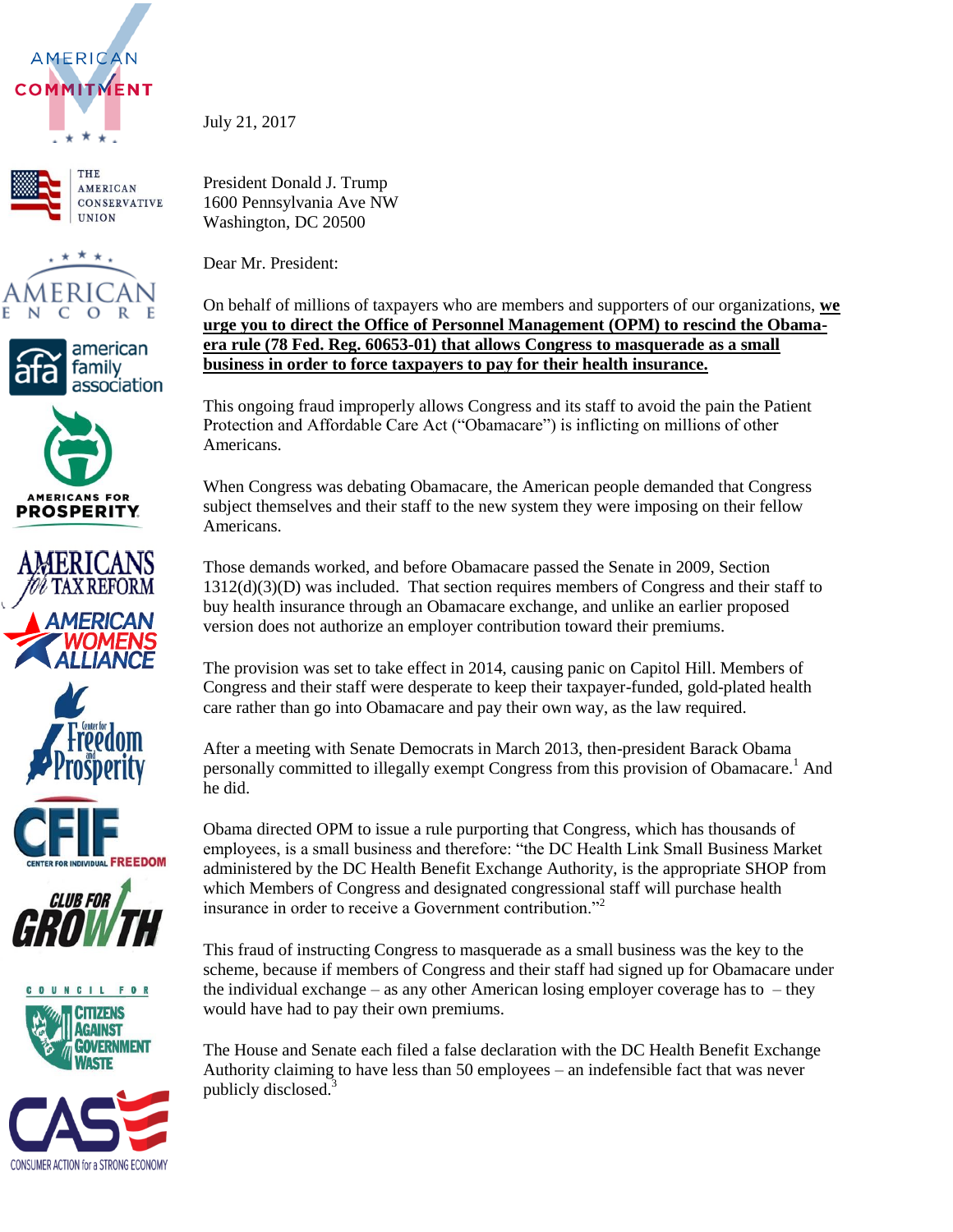AMERICAN COMMITMENT

THE AMERICAN CONSERVATIVE UNION

AMERICAN ENCORE

afa american family association

AMERICANS FOR PROSPERITY

AMERICANS for TAX REFORM

AMERICAN WOMENS ALLIANCE

Center for Freedom and Prosperity

CFIF CENTER FOR INDIVIDUAL FREEDOM

CLUB FOR GROWTH

COUNCIL FOR CITIZENS AGAINST GOVERNMENT WASTE

CASE CONSUMER ACTION for a STRONG ECONOMY

July 21, 2017

President Donald J. Trump
1600 Pennsylvania Ave NW
Washington, DC 20500

Dear Mr. President:

On behalf of millions of taxpayers who are members and supporters of our organizations, **we urge you to direct the Office of Personnel Management (OPM) to rescind the Obama-era rule (78 Fed. Reg. 60653-01) that allows Congress to masquerade as a small business in order to force taxpayers to pay for their health insurance.**

This ongoing fraud improperly allows Congress and its staff to avoid the pain the Patient Protection and Affordable Care Act ("Obamacare") is inflicting on millions of other Americans.

When Congress was debating Obamacare, the American people demanded that Congress subject themselves and their staff to the new system they were imposing on their fellow Americans.

Those demands worked, and before Obamacare passed the Senate in 2009, Section 1312(d)(3)(D) was included. That section requires members of Congress and their staff to buy health insurance through an Obamacare exchange, and unlike an earlier proposed version does not authorize an employer contribution toward their premiums.

The provision was set to take effect in 2014, causing panic on Capitol Hill. Members of Congress and their staff were desperate to keep their taxpayer-funded, gold-plated health care rather than go into Obamacare and pay their own way, as the law required.

After a meeting with Senate Democrats in March 2013, then-president Barack Obama personally committed to illegally exempt Congress from this provision of Obamacare.[1] And he did.

Obama directed OPM to issue a rule purporting that Congress, which has thousands of employees, is a small business and therefore: "the DC Health Link Small Business Market administered by the DC Health Benefit Exchange Authority, is the appropriate SHOP from which Members of Congress and designated congressional staff will purchase health insurance in order to receive a Government contribution."[2]

This fraud of instructing Congress to masquerade as a small business was the key to the scheme, because if members of Congress and their staff had signed up for Obamacare under the individual exchange – as any other American losing employer coverage has to – they would have had to pay their own premiums.

The House and Senate each filed a false declaration with the DC Health Benefit Exchange Authority claiming to have less than 50 employees – an indefensible fact that was never publicly disclosed.[3]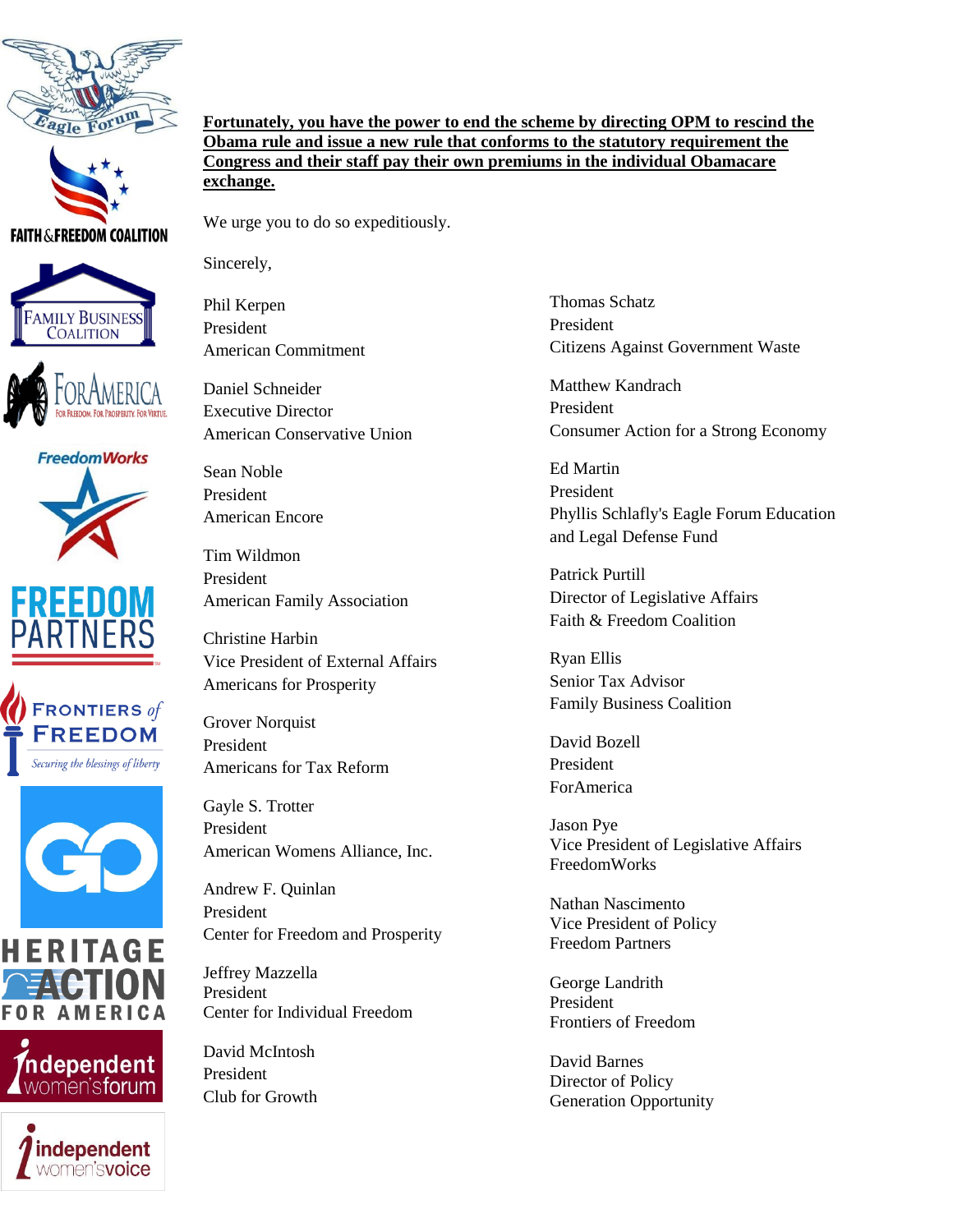**Fortunately, you have the power to end the scheme by directing OPM to rescind the Obama rule and issue a new rule that conforms to the statutory requirement the Congress and their staff pay their own premiums in the individual Obamacare exchange.**

We urge you to do so expeditiously.

Sincerely,

Phil Kerpen
President
American Commitment

Daniel Schneider
Executive Director
American Conservative Union

Sean Noble
President
American Encore

Tim Wildmon
President
American Family Association

Christine Harbin
Vice President of External Affairs
Americans for Prosperity

Grover Norquist
President
Americans for Tax Reform

Gayle S. Trotter
President
American Womens Alliance, Inc.

Andrew F. Quinlan
President
Center for Freedom and Prosperity

Jeffrey Mazzella
President
Center for Individual Freedom

David McIntosh
President
Club for Growth

Thomas Schatz
President
Citizens Against Government Waste

Matthew Kandrach
President
Consumer Action for a Strong Economy

Ed Martin
President
Phyllis Schlafly's Eagle Forum Education and Legal Defense Fund

Patrick Purtill
Director of Legislative Affairs
Faith & Freedom Coalition

Ryan Ellis
Senior Tax Advisor
Family Business Coalition

David Bozell
President
ForAmerica

Jason Pye
Vice President of Legislative Affairs
FreedomWorks

Nathan Nascimento
Vice President of Policy
Freedom Partners

George Landrith
President
Frontiers of Freedom

David Barnes
Director of Policy
Generation Opportunity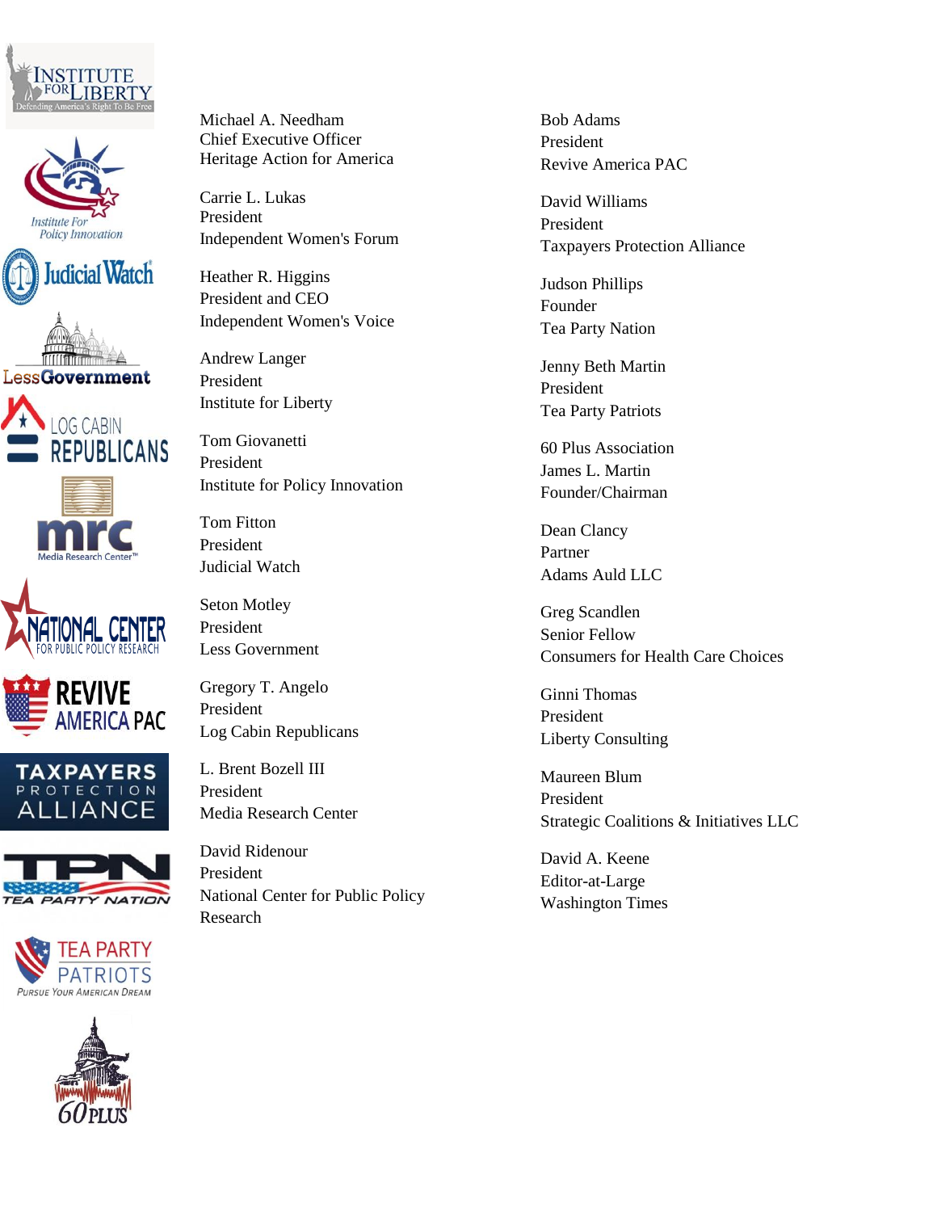Michael A. Needham
Chief Executive Officer
Heritage Action for America

Carrie L. Lukas
President
Independent Women's Forum

Heather R. Higgins
President and CEO
Independent Women's Voice

Andrew Langer
President
Institute for Liberty

Tom Giovanetti
President
Institute for Policy Innovation

Tom Fitton
President
Judicial Watch

Seton Motley
President
Less Government

Gregory T. Angelo
President
Log Cabin Republicans

L. Brent Bozell III
President
Media Research Center

David Ridenour
President
National Center for Public Policy Research

Bob Adams
President
Revive America PAC

David Williams
President
Taxpayers Protection Alliance

Judson Phillips
Founder
Tea Party Nation

Jenny Beth Martin
President
Tea Party Patriots

60 Plus Association
James L. Martin
Founder/Chairman

Dean Clancy
Partner
Adams Auld LLC

Greg Scandlen
Senior Fellow
Consumers for Health Care Choices

Ginni Thomas
President
Liberty Consulting

Maureen Blum
President
Strategic Coalitions & Initiatives LLC

David A. Keene
Editor-at-Large
Washington Times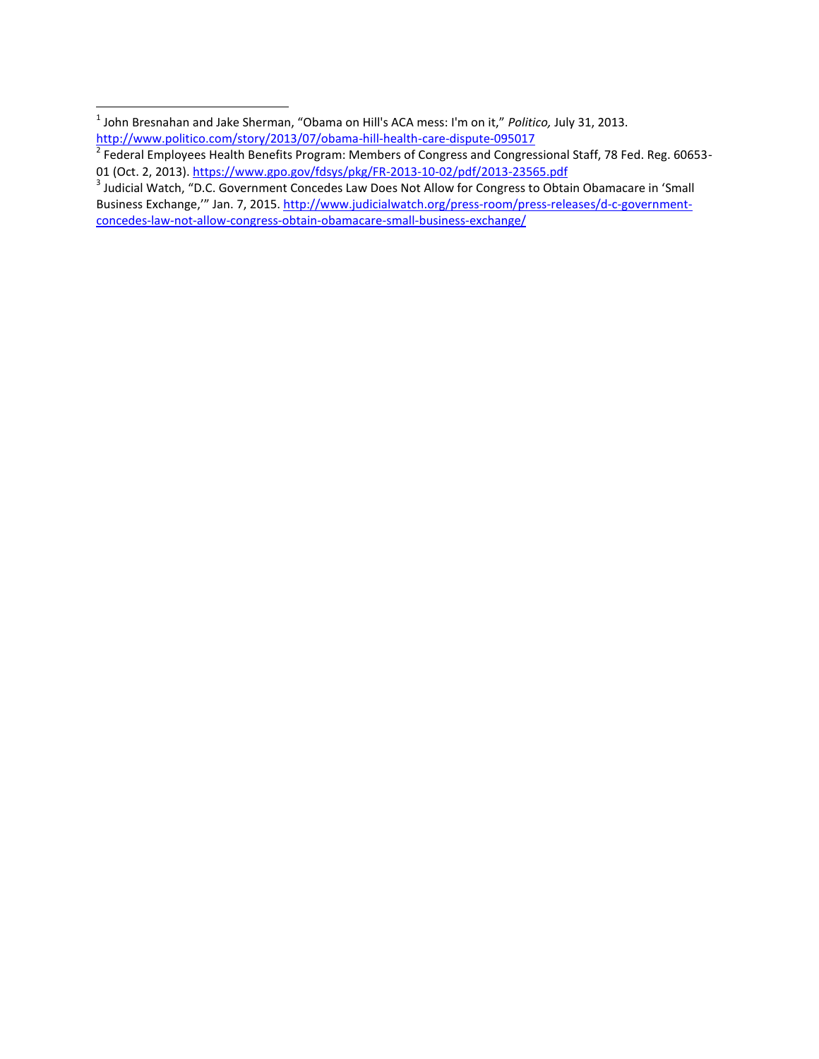[1] John Bresnahan and Jake Sherman, "Obama on Hill's ACA mess: I'm on it," *Politico,* July 31, 2013. http://www.politico.com/story/2013/07/obama-hill-health-care-dispute-095017

[2] Federal Employees Health Benefits Program: Members of Congress and Congressional Staff, 78 Fed. Reg. 60653-01 (Oct. 2, 2013). https://www.gpo.gov/fdsys/pkg/FR-2013-10-02/pdf/2013-23565.pdf

[3] Judicial Watch, "D.C. Government Concedes Law Does Not Allow for Congress to Obtain Obamacare in 'Small Business Exchange,'" Jan. 7, 2015. http://www.judicialwatch.org/press-room/press-releases/d-c-government-concedes-law-not-allow-congress-obtain-obamacare-small-business-exchange/